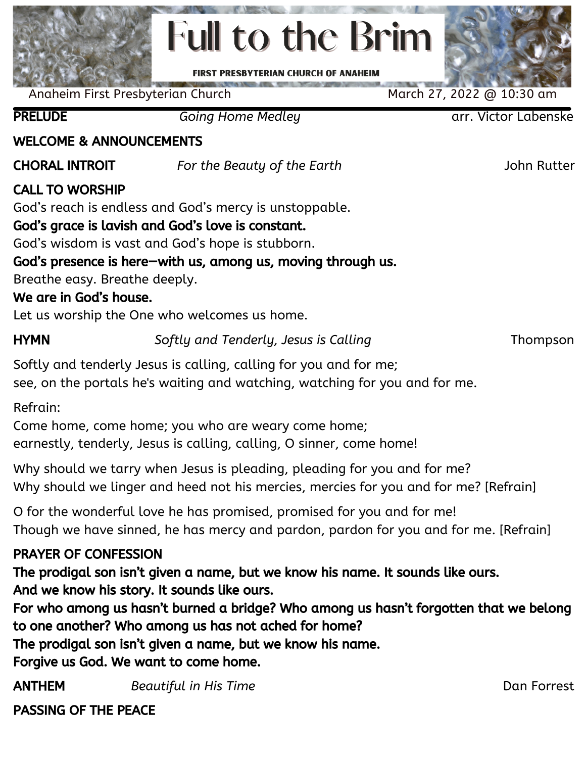# Full to the Brim

**FIRST PRESBYTERIAN CHURCH OF ANAHEIM**

Anaheim First Presbyterian Church March 27, 2022 @ 10:30 am

**PRELUDE** *Going Home Medley* arr. Victor Labenske

**WELCOME & ANNOUNCEMENTS**

**CHORAL INTROIT** *For the Beauty of the Earth* John Rutter

**CALL TO WORSHIP**

God's reach is endless and God's mercy is unstoppable.
**God's grace is lavish and God's love is constant.**
God's wisdom is vast and God's hope is stubborn.
**God's presence is here—with us, among us, moving through us.**
Breathe easy. Breathe deeply.
**We are in God's house.**
Let us worship the One who welcomes us home.

**HYMN** *Softly and Tenderly, Jesus is Calling* Thompson

Softly and tenderly Jesus is calling, calling for you and for me;
see, on the portals he's waiting and watching, watching for you and for me.

Refrain:
Come home, come home; you who are weary come home;
earnestly, tenderly, Jesus is calling, calling, O sinner, come home!

Why should we tarry when Jesus is pleading, pleading for you and for me?
Why should we linger and heed not his mercies, mercies for you and for me? [Refrain]

O for the wonderful love he has promised, promised for you and for me!
Though we have sinned, he has mercy and pardon, pardon for you and for me. [Refrain]

**PRAYER OF CONFESSION**

**The prodigal son isn't given a name, but we know his name. It sounds like ours.**
**And we know his story. It sounds like ours.**
**For who among us hasn't burned a bridge? Who among us hasn't forgotten that we belong to one another? Who among us has not ached for home?**
**The prodigal son isn't given a name, but we know his name.**
**Forgive us God. We want to come home.**

**ANTHEM** *Beautiful in His Time* Dan Forrest

**PASSING OF THE PEACE**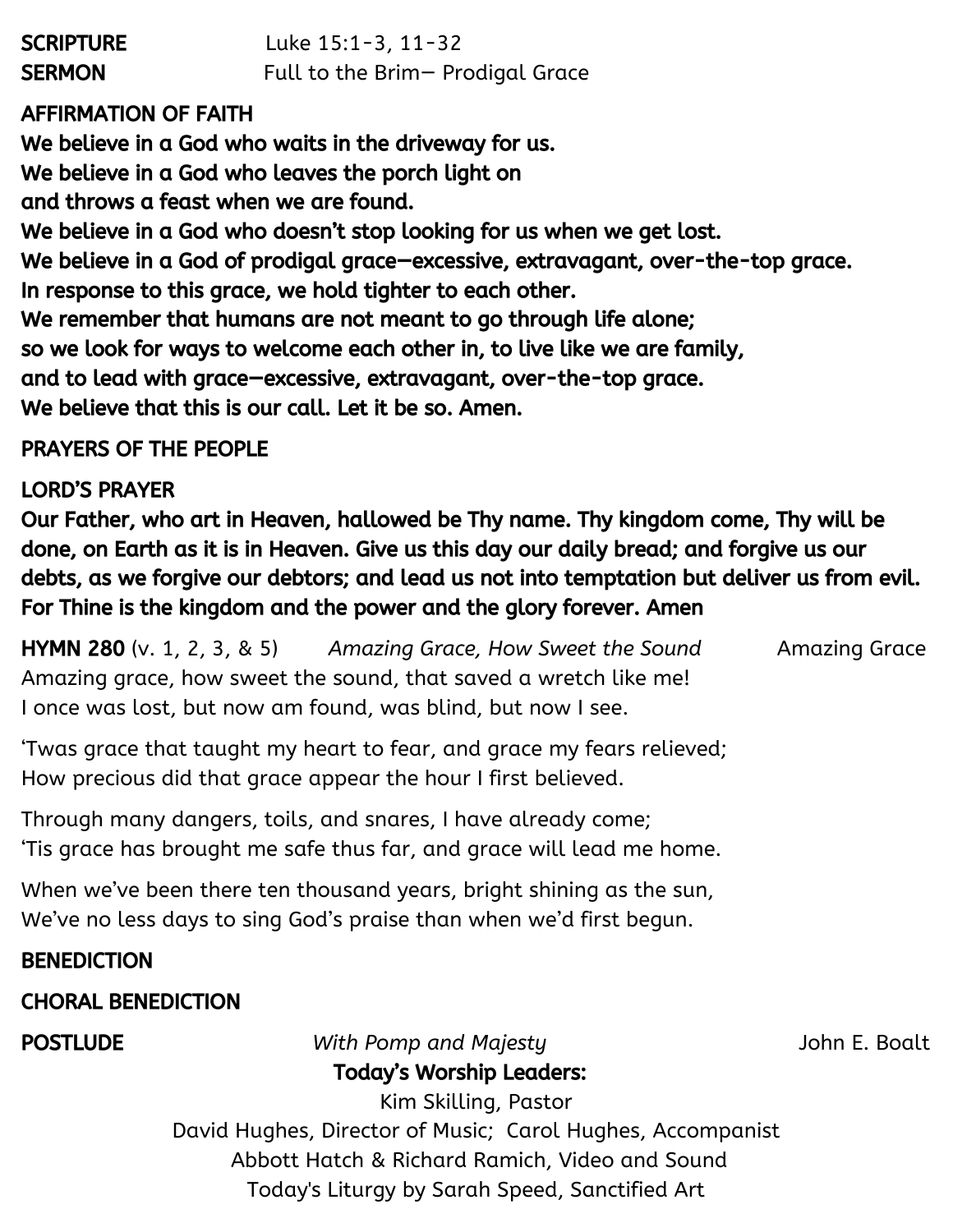**SCRIPTURE** Luke 15:1-3, 11-32
**SERMON** Full to the Brim— Prodigal Grace

**AFFIRMATION OF FAITH**

**We believe in a God who waits in the driveway for us.**
**We believe in a God who leaves the porch light on**
**and throws a feast when we are found.**
**We believe in a God who doesn't stop looking for us when we get lost.**
**We believe in a God of prodigal grace—excessive, extravagant, over-the-top grace.**
**In response to this grace, we hold tighter to each other.**
**We remember that humans are not meant to go through life alone;**
**so we look for ways to welcome each other in, to live like we are family,**
**and to lead with grace—excessive, extravagant, over-the-top grace.**
**We believe that this is our call. Let it be so. Amen.**

**PRAYERS OF THE PEOPLE**

**LORD'S PRAYER**

**Our Father, who art in Heaven, hallowed be Thy name. Thy kingdom come, Thy will be done, on Earth as it is in Heaven. Give us this day our daily bread; and forgive us our debts, as we forgive our debtors; and lead us not into temptation but deliver us from evil. For Thine is the kingdom and the power and the glory forever. Amen**

**HYMN 280** (v. 1, 2, 3, & 5) *Amazing Grace, How Sweet the Sound* Amazing Grace

Amazing grace, how sweet the sound, that saved a wretch like me!
I once was lost, but now am found, was blind, but now I see.

'Twas grace that taught my heart to fear, and grace my fears relieved;
How precious did that grace appear the hour I first believed.

Through many dangers, toils, and snares, I have already come;
'Tis grace has brought me safe thus far, and grace will lead me home.

When we've been there ten thousand years, bright shining as the sun,
We've no less days to sing God's praise than when we'd first begun.

**BENEDICTION**

**CHORAL BENEDICTION**

**POSTLUDE** *With Pomp and Majesty* John E. Boalt

**Today's Worship Leaders:**

Kim Skilling, Pastor
David Hughes, Director of Music; Carol Hughes, Accompanist
Abbott Hatch & Richard Ramich, Video and Sound
Today's Liturgy by Sarah Speed, Sanctified Art